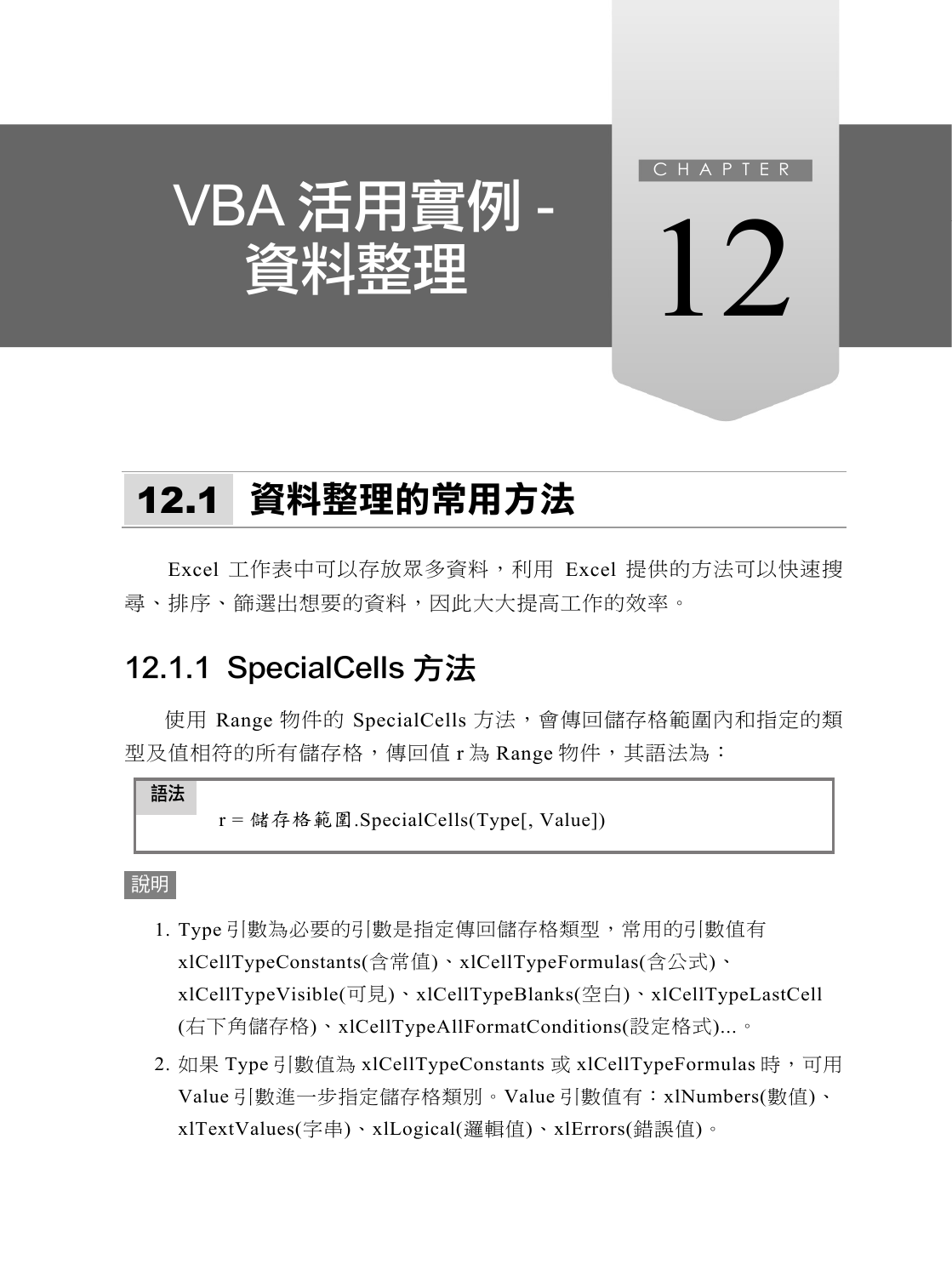# VBA 活用實例 - 資料整理

CHAPTER 12

## 12.1 資料整理的常用方法

Excel 工作表中可以存放眾多資料，利用 Excel 提供的方法可以快速搜尋、排序、篩選出想要的資料，因此大大提高工作的效率。

### 12.1.1 SpecialCells 方法

使用 Range 物件的 SpecialCells 方法，會傳回儲存格範圍內和指定的類型及值相符的所有儲存格，傳回值 r 為 Range 物件，其語法為：

**語法**

```
r = 儲存格範圍.SpecialCells(Type[, Value])
```

**說明**

1. Type 引數為必要的引數是指定傳回儲存格類型，常用的引數值有 xlCellTypeConstants(含常值)、xlCellTypeFormulas(含公式)、xlCellTypeVisible(可見)、xlCellTypeBlanks(空白)、xlCellTypeLastCell (右下角儲存格)、xlCellTypeAllFormatConditions(設定格式)...。
2. 如果 Type 引數值為 xlCellTypeConstants 或 xlCellTypeFormulas 時，可用 Value 引數進一步指定儲存格類別。Value 引數值有：xlNumbers(數值)、xlTextValues(字串)、xlLogical(邏輯值)、xlErrors(錯誤值)。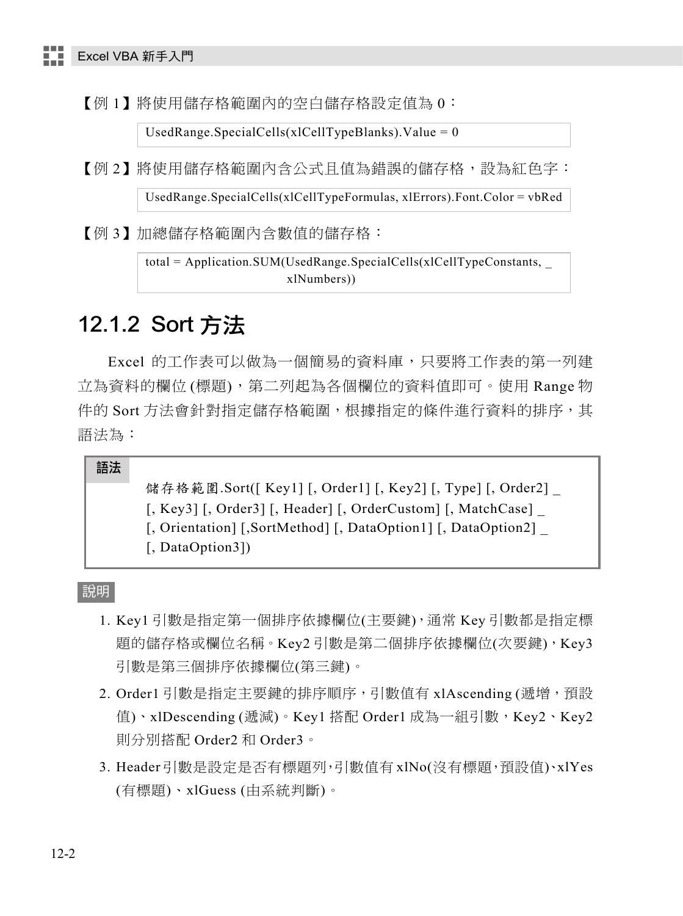【例 1】將使用儲存格範圍內的空白儲存格設定值為 0：

```
UsedRange.SpecialCells(xlCellTypeBlanks).Value = 0
```

【例 2】將使用儲存格範圍內含公式且值為錯誤的儲存格，設為紅色字：

```
UsedRange.SpecialCells(xlCellTypeFormulas, xlErrors).Font.Color = vbRed
```

【例 3】加總儲存格範圍內含數值的儲存格：

```
total = Application.SUM(UsedRange.SpecialCells(xlCellTypeConstants, _
                        xlNumbers))
```

## 12.1.2 Sort 方法

Excel 的工作表可以做為一個簡易的資料庫，只要將工作表的第一列建立為資料的欄位 (標題)，第二列起為各個欄位的資料值即可。使用 Range 物件的 Sort 方法會針對指定儲存格範圍，根據指定的條件進行資料的排序，其語法為：

**語法**

```
儲存格範圍.Sort([ Key1] [, Order1] [, Key2] [, Type] [, Order2] _
[, Key3] [, Order3] [, Header] [, OrderCustom] [, MatchCase] _
[, Orientation] [,SortMethod] [, DataOption1] [, DataOption2] _
[, DataOption3])
```

**說明**

1. Key1 引數是指定第一個排序依據欄位(主要鍵)，通常 Key 引數都是指定標題的儲存格或欄位名稱。Key2 引數是第二個排序依據欄位(次要鍵)，Key3 引數是第三個排序依據欄位(第三鍵)。
2. Order1 引數是指定主要鍵的排序順序，引數值有 xlAscending (遞增，預設值)、xlDescending (遞減)。Key1 搭配 Order1 成為一組引數，Key2、Key2 則分別搭配 Order2 和 Order3。
3. Header 引數是設定是否有標題列，引數值有 xlNo(沒有標題，預設值)、xlYes (有標題)、xlGuess (由系統判斷)。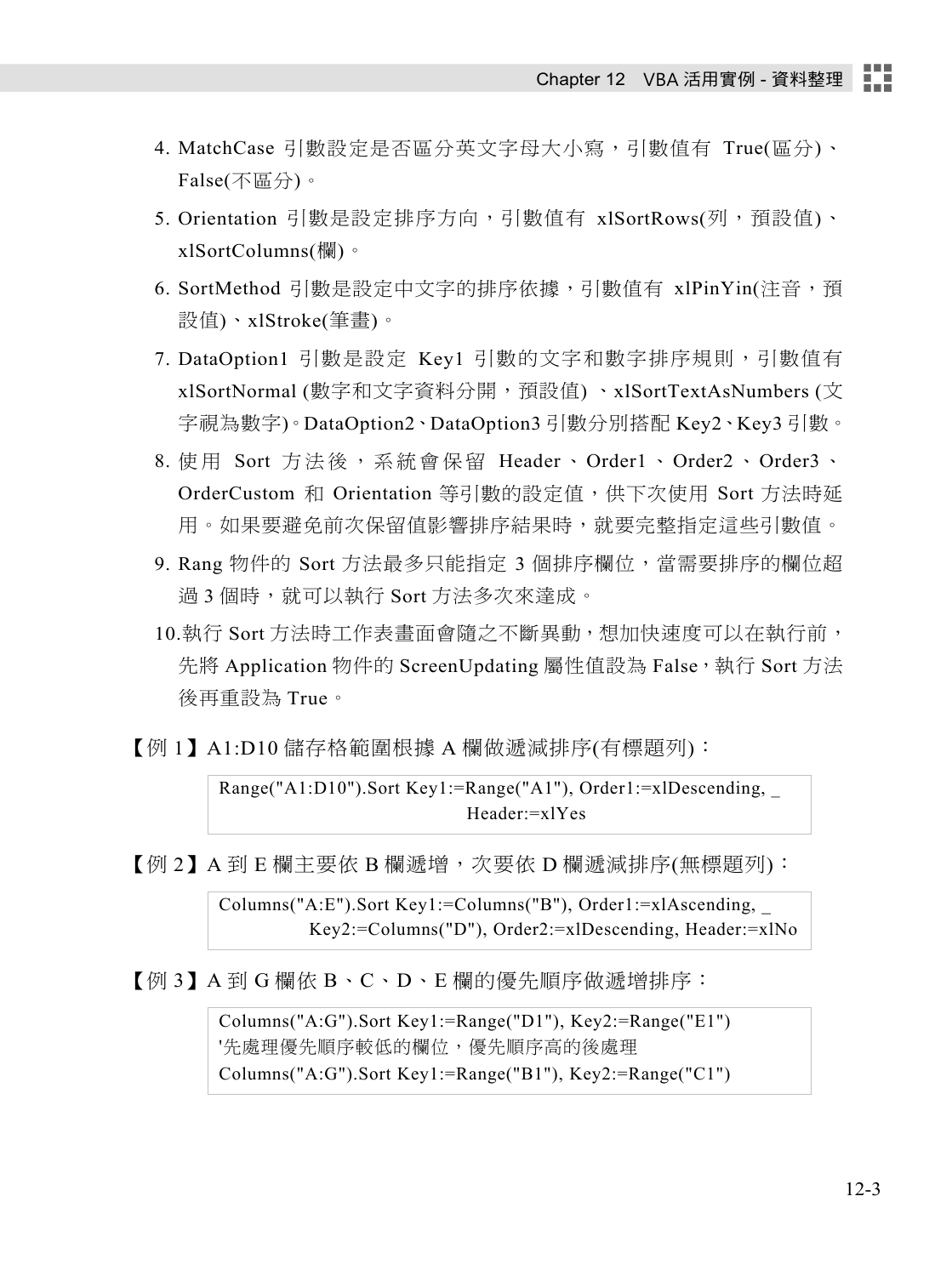4. MatchCase 引數設定是否區分英文字母大小寫，引數值有 True(區分)、False(不區分)。
5. Orientation 引數是設定排序方向，引數值有 xlSortRows(列，預設值)、xlSortColumns(欄)。
6. SortMethod 引數是設定中文字的排序依據，引數值有 xlPinYin(注音，預設值)、xlStroke(筆畫)。
7. DataOption1 引數是設定 Key1 引數的文字和數字排序規則，引數值有 xlSortNormal (數字和文字資料分開，預設值) 、xlSortTextAsNumbers (文字視為數字)。DataOption2、DataOption3 引數分別搭配 Key2、Key3 引數。
8. 使用 Sort 方法後，系統會保留 Header、Order1、Order2、Order3、OrderCustom 和 Orientation 等引數的設定值，供下次使用 Sort 方法時延用。如果要避免前次保留值影響排序結果時，就要完整指定這些引數值。
9. Rang 物件的 Sort 方法最多只能指定 3 個排序欄位，當需要排序的欄位超過 3 個時，就可以執行 Sort 方法多次來達成。
10. 執行 Sort 方法時工作表畫面會隨之不斷異動，想加快速度可以在執行前，先將 Application 物件的 ScreenUpdating 屬性值設為 False，執行 Sort 方法後再重設為 True。

【例 1】A1:D10 儲存格範圍根據 A 欄做遞減排序(有標題列)：

```
Range("A1:D10").Sort Key1:=Range("A1"), Order1:=xlDescending, _
                     Header:=xlYes
```

【例 2】A 到 E 欄主要依 B 欄遞增，次要依 D 欄遞減排序(無標題列)：

```
Columns("A:E").Sort Key1:=Columns("B"), Order1:=xlAscending, _
        Key2:=Columns("D"), Order2:=xlDescending, Header:=xlNo
```

【例 3】A 到 G 欄依 B、C、D、E 欄的優先順序做遞增排序：

```
Columns("A:G").Sort Key1:=Range("D1"), Key2:=Range("E1")
'先處理優先順序較低的欄位，優先順序高的後處理
Columns("A:G").Sort Key1:=Range("B1"), Key2:=Range("C1")
```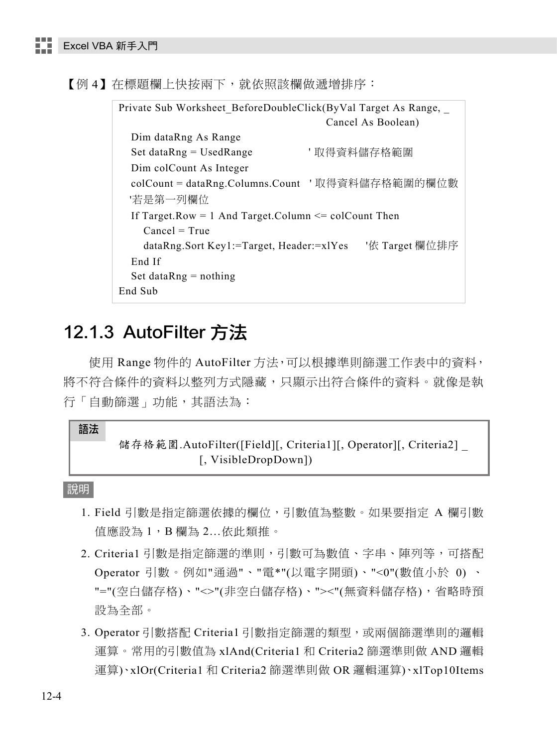【例 4】在標題欄上快按兩下，就依照該欄做遞增排序：

```
Private Sub Worksheet_BeforeDoubleClick(ByVal Target As Range, _
                                        Cancel As Boolean)
    Dim dataRng As Range
    Set dataRng = UsedRange              ' 取得資料儲存格範圍
    Dim colCount As Integer
    colCount = dataRng.Columns.Count   ' 取得資料儲存格範圍的欄位數
    '若是第一列欄位
    If Target.Row = 1 And Target.Column <= colCount Then
        Cancel = True
        dataRng.Sort Key1:=Target, Header:=xlYes     '依 Target 欄位排序
    End If
    Set dataRng = nothing
End Sub
```

## 12.1.3 AutoFilter 方法

使用 Range 物件的 AutoFilter 方法，可以根據準則篩選工作表中的資料，將不符合條件的資料以整列方式隱藏，只顯示出符合條件的資料。就像是執行「自動篩選」功能，其語法為：

**語法**

```
儲存格範圍.AutoFilter([Field][, Criteria1][, Operator][, Criteria2] _
                [, VisibleDropDown])
```

**說明**

1. Field 引數是指定篩選依據的欄位，引數值為整數。如果要指定 A 欄引數值應設為 1，B 欄為 2…依此類推。
2. Criteria1 引數是指定篩選的準則，引數可為數值、字串、陣列等，可搭配 Operator 引數。例如"通過"、"電*"(以電字開頭)、"<0"(數值小於 0) 、"="(空白儲存格)、"<>"(非空白儲存格)、"><"(無資料儲存格)，省略時預設為全部。
3. Operator 引數搭配 Criteria1 引數指定篩選的類型，或兩個篩選準則的邏輯運算。常用的引數值為 xlAnd(Criteria1 和 Criteria2 篩選準則做 AND 邏輯運算)、xlOr(Criteria1 和 Criteria2 篩選準則做 OR 邏輯運算)、xlTop10Items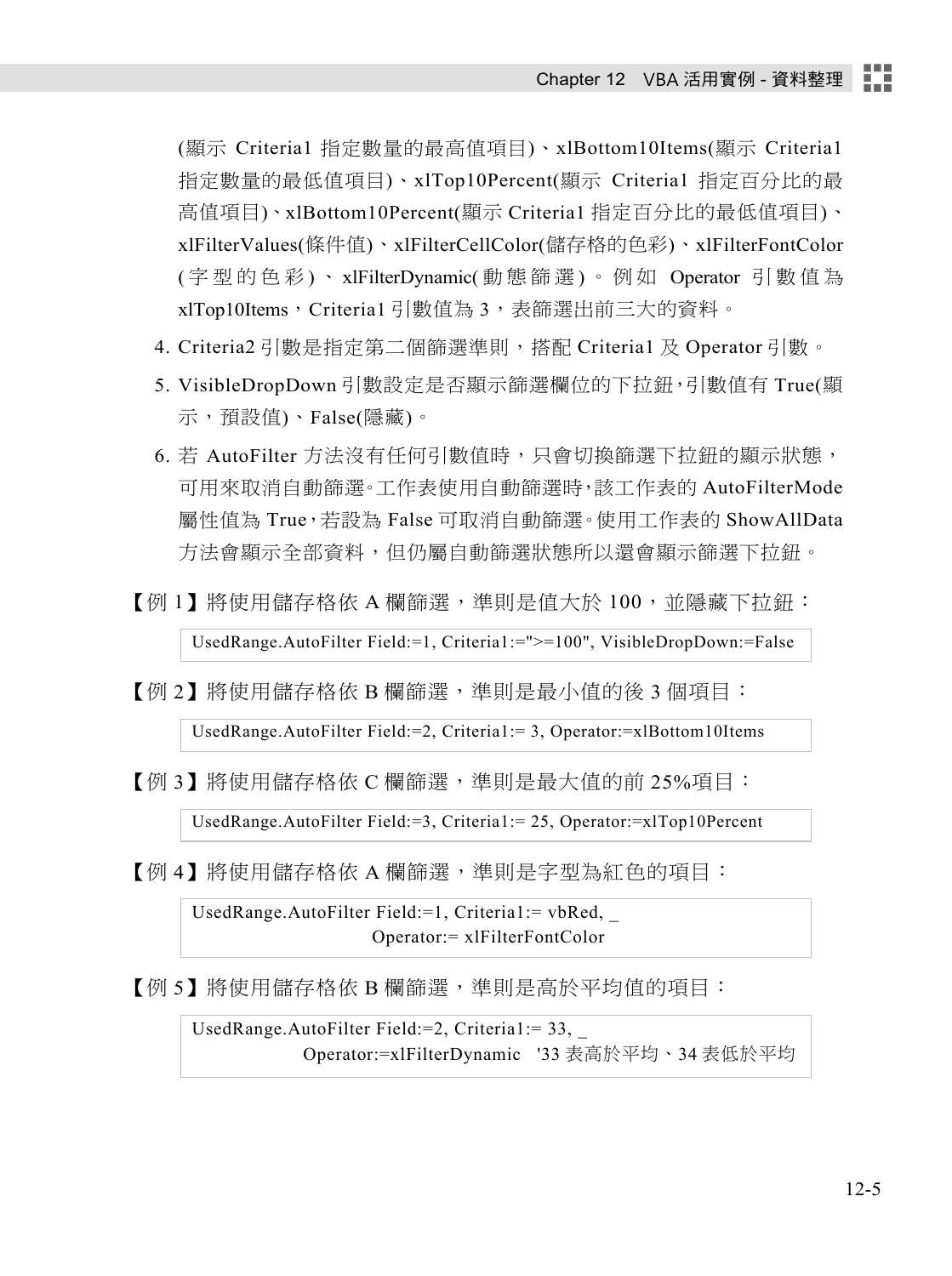(顯示 Criteria1 指定數量的最高值項目)、xlBottom10Items(顯示 Criteria1 指定數量的最低值項目)、xlTop10Percent(顯示 Criteria1 指定百分比的最高值項目)、xlBottom10Percent(顯示 Criteria1 指定百分比的最低值項目)、xlFilterValues(條件值)、xlFilterCellColor(儲存格的色彩)、xlFilterFontColor(字型的色彩)、xlFilterDynamic(動態篩選)。例如 Operator 引數值為 xlTop10Items，Criteria1 引數值為 3，表篩選出前三大的資料。

4. Criteria2 引數是指定第二個篩選準則，搭配 Criteria1 及 Operator 引數。
5. VisibleDropDown 引數設定是否顯示篩選欄位的下拉鈕，引數值有 True(顯示，預設值)、False(隱藏)。
6. 若 AutoFilter 方法沒有任何引數值時，只會切換篩選下拉鈕的顯示狀態，可用來取消自動篩選。工作表使用自動篩選時，該工作表的 AutoFilterMode 屬性值為 True，若設為 False 可取消自動篩選。使用工作表的 ShowAllData 方法會顯示全部資料，但仍屬自動篩選狀態所以還會顯示篩選下拉鈕。

【例 1】將使用儲存格依 A 欄篩選，準則是值大於 100，並隱藏下拉鈕：

```
UsedRange.AutoFilter Field:=1, Criteria1:=">=100", VisibleDropDown:=False
```

【例 2】將使用儲存格依 B 欄篩選，準則是最小值的後 3 個項目：

```
UsedRange.AutoFilter Field:=2, Criteria1:= 3, Operator:=xlBottom10Items
```

【例 3】將使用儲存格依 C 欄篩選，準則是最大值的前 25%項目：

```
UsedRange.AutoFilter Field:=3, Criteria1:= 25, Operator:=xlTop10Percent
```

【例 4】將使用儲存格依 A 欄篩選，準則是字型為紅色的項目：

```
UsedRange.AutoFilter Field:=1, Criteria1:= vbRed, _
                     Operator:= xlFilterFontColor
```

【例 5】將使用儲存格依 B 欄篩選，準則是高於平均值的項目：

```
UsedRange.AutoFilter Field:=2, Criteria1:= 33, _
             Operator:=xlFilterDynamic   '33 表高於平均、34 表低於平均
```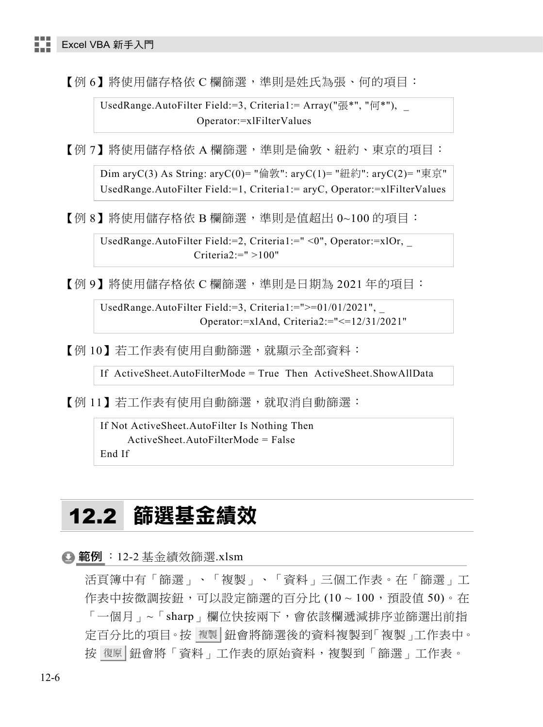【例 6】將使用儲存格依 C 欄篩選，準則是姓氏為張、何的項目：

```
UsedRange.AutoFilter Field:=3, Criteria1:= Array("張*", "何*"),  _
                    Operator:=xlFilterValues
```

【例 7】將使用儲存格依 A 欄篩選，準則是倫敦、紐約、東京的項目：

```
Dim aryC(3) As String: aryC(0)= "倫敦": aryC(1)= "紐約": aryC(2)= "東京"
UsedRange.AutoFilter Field:=1, Criteria1:= aryC, Operator:=xlFilterValues
```

【例 8】將使用儲存格依 B 欄篩選，準則是值超出 0~100 的項目：

```
UsedRange.AutoFilter Field:=2, Criteria1:=" <0", Operator:=xlOr, _
                    Criteria2:=" >100"
```

【例 9】將使用儲存格依 C 欄篩選，準則是日期為 2021 年的項目：

```
UsedRange.AutoFilter Field:=3, Criteria1:=">=01/01/2021", _
                    Operator:=xlAnd, Criteria2:="<=12/31/2021"
```

【例 10】若工作表有使用自動篩選，就顯示全部資料：

```
If  ActiveSheet.AutoFilterMode = True  Then  ActiveSheet.ShowAllData
```

【例 11】若工作表有使用自動篩選，就取消自動篩選：

```
If Not ActiveSheet.AutoFilter Is Nothing Then
       ActiveSheet.AutoFilterMode = False
End If
```

## 12.2 篩選基金績效

**範例**：12-2 基金績效篩選.xlsm

活頁簿中有「篩選」、「複製」、「資料」三個工作表。在「篩選」工作表中按微調按鈕，可以設定篩選的百分比 (10 ~ 100，預設值 50)。在「一個月」~「sharp」欄位快按兩下，會依該欄遞減排序並篩選出前指定百分比的項目。按 複製 鈕會將篩選後的資料複製到「複製」工作表中。按 復原 鈕會將「資料」工作表的原始資料，複製到「篩選」工作表。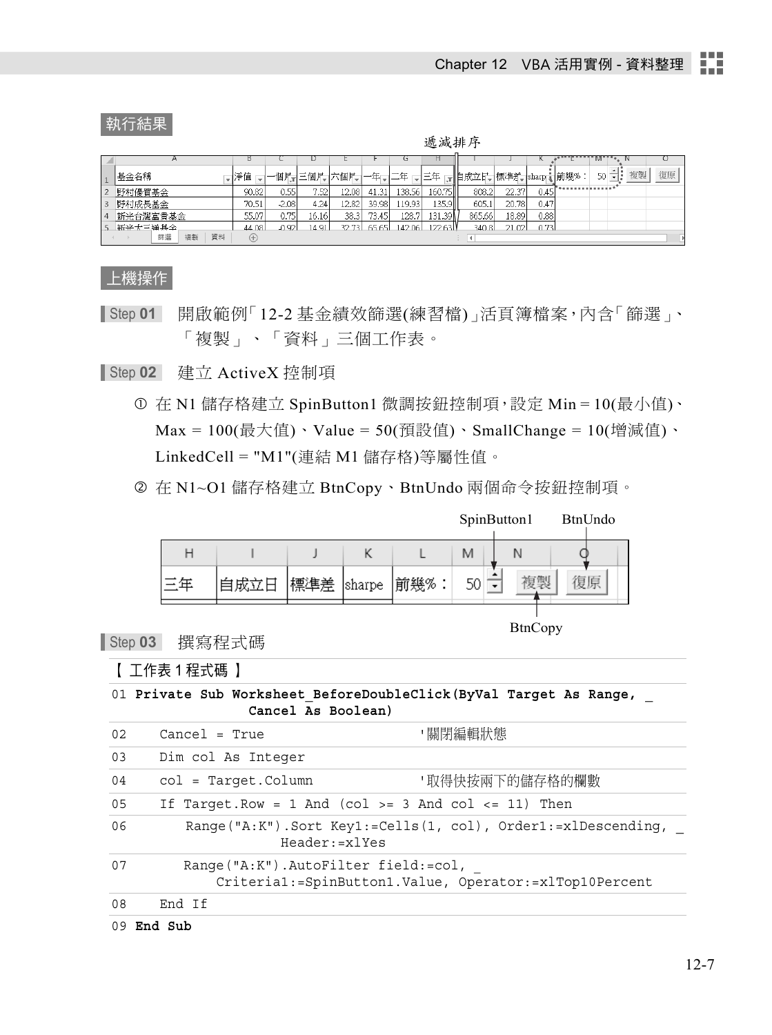執行結果

遞減排序

|  | A | B | C | D | E | F | G | H | I | J | K | L | M | N | O |
|---|---|---|---|---|---|---|---|---|---|---|---|---|---|---|---|
| 1 | 基金名稱 | 淨值 | 一個月 | 三個月 | 六個月 | 一年 | 二年 | 三年 | 自成立日 | 標準差 | sharp | 前幾%： | 50 | 複製 | 復原 |
| 2 | 野村優質基金 | 90.82 | 0.55 | 7.52 | 12.08 | 41.31 | 138.56 | 160.75 | 808.2 | 22.37 | 0.45 |  |  |  |  |
| 3 | 野村成長基金 | 70.51 | -2.08 | 4.24 | 12.82 | 39.98 | 119.93 | 135.9 | 605.1 | 20.78 | 0.47 |  |  |  |  |
| 4 | 新光台灣富貴基金 | 55.07 | 0.75 | 16.16 | 38.3 | 73.45 | 128.7 | 131.39 | 865.66 | 18.89 | 0.88 |  |  |  |  |
| 5 | 新光大三通基金 | 44.08 | -0.92 | 14.91 | 32.73 | 65.65 | 142.06 | 122.63 | 340.8 | 21.02 | 0.73 |  |  |  |  |

篩選　複製　資料

上機操作

Step 01　開啟範例「12-2 基金績效篩選(練習檔)」活頁簿檔案，內含「篩選」、「複製」、「資料」三個工作表。

Step 02　建立 ActiveX 控制項

① 在 N1 儲存格建立 SpinButton1 微調按鈕控制項，設定 Min = 10(最小值)、Max = 100(最大值)、Value = 50(預設值)、SmallChange = 10(增減值)、LinkedCell = "M1"(連結 M1 儲存格)等屬性值。

② 在 N1~O1 儲存格建立 BtnCopy、BtnUndo 兩個命令按鈕控制項。

SpinButton1　BtnUndo

| H | I | J | K | L | M | N | O |
|---|---|---|---|---|---|---|---|
| 三年 | 自成立日 | 標準差 | sharpe | 前幾%： | 50 | 複製 | 復原 |

BtnCopy

Step 03　撰寫程式碼

【 工作表 1 程式碼 】

```
01 Private Sub Worksheet_BeforeDoubleClick(ByVal Target As Range, _
                Cancel As Boolean)
02     Cancel = True                          '關閉編輯狀態
03     Dim col As Integer
04     col = Target.Column                    '取得快按兩下的儲存格的欄數
05     If Target.Row = 1 And (col >= 3 And col <= 11) Then
06         Range("A:K").Sort Key1:=Cells(1, col), Order1:=xlDescending, _
                       Header:=xlYes
07         Range("A:K").AutoFilter field:=col, _
               Criteria1:=SpinButton1.Value, Operator:=xlTop10Percent
08     End If
09 End Sub
```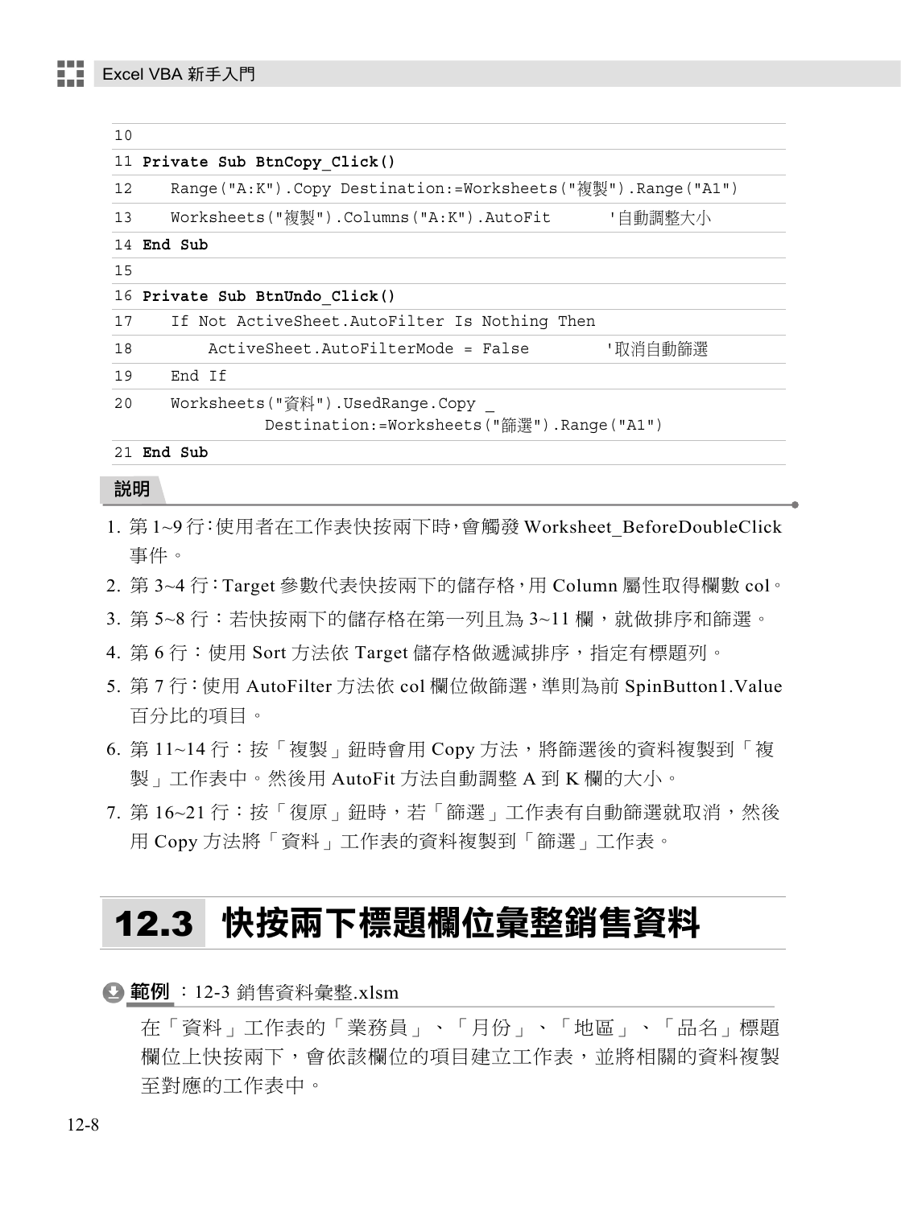```
10
11 Private Sub BtnCopy_Click()
12    Range("A:K").Copy Destination:=Worksheets("複製").Range("A1")
13    Worksheets("複製").Columns("A:K").AutoFit      '自動調整大小
14 End Sub
15
16 Private Sub BtnUndo_Click()
17    If Not ActiveSheet.AutoFilter Is Nothing Then
18        ActiveSheet.AutoFilterMode = False        '取消自動篩選
19    End If
20    Worksheets("資料").UsedRange.Copy _
              Destination:=Worksheets("篩選").Range("A1")
21 End Sub
```

**說明**

1. 第 1~9 行：使用者在工作表快按兩下時，會觸發 Worksheet_BeforeDoubleClick 事件。
2. 第 3~4 行：Target 參數代表快按兩下的儲存格，用 Column 屬性取得欄數 col。
3. 第 5~8 行：若快按兩下的儲存格在第一列且為 3~11 欄，就做排序和篩選。
4. 第 6 行：使用 Sort 方法依 Target 儲存格做遞減排序，指定有標題列。
5. 第 7 行：使用 AutoFilter 方法依 col 欄位做篩選，準則為前 SpinButton1.Value 百分比的項目。
6. 第 11~14 行：按「複製」鈕時會用 Copy 方法，將篩選後的資料複製到「複製」工作表中。然後用 AutoFit 方法自動調整 A 到 K 欄的大小。
7. 第 16~21 行：按「復原」鈕時，若「篩選」工作表有自動篩選就取消，然後用 Copy 方法將「資料」工作表的資料複製到「篩選」工作表。

## 12.3 快按兩下標題欄位彙整銷售資料

**範例**：12-3 銷售資料彙整.xlsm

在「資料」工作表的「業務員」、「月份」、「地區」、「品名」標題欄位上快按兩下，會依該欄位的項目建立工作表，並將相關的資料複製至對應的工作表中。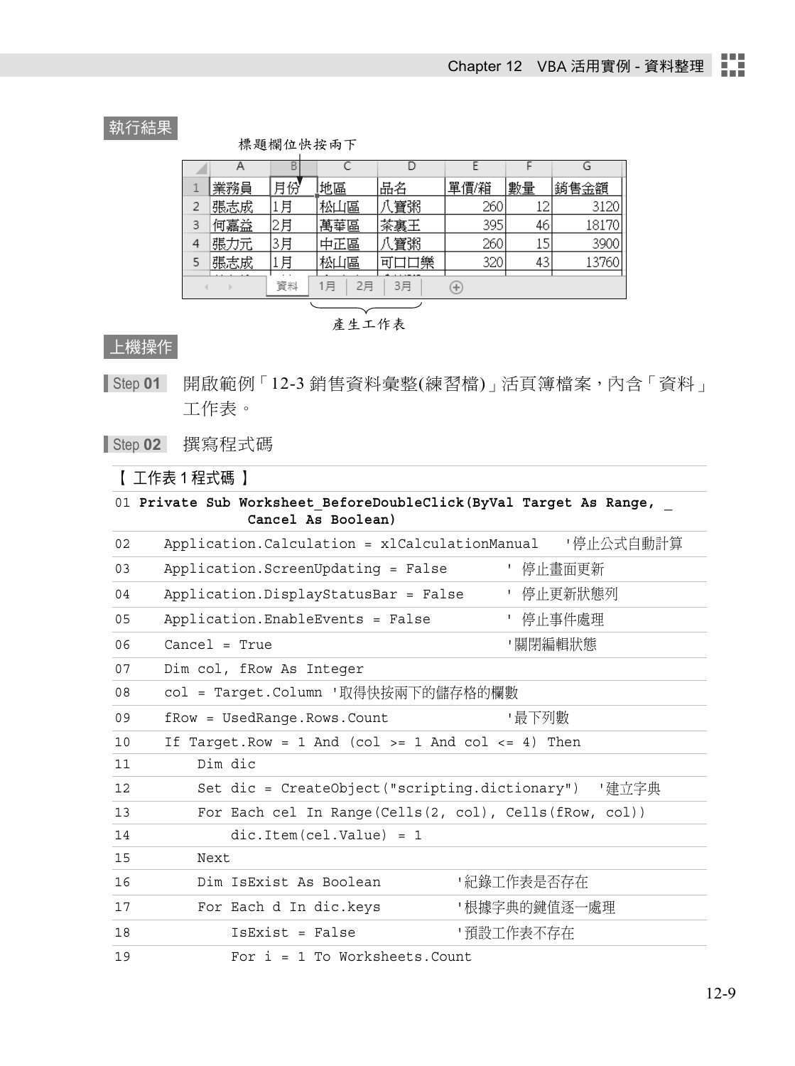執行結果

標題欄位快按兩下

| | A | B | C | D | E | F | G |
|---|---|---|---|---|---|---|---|
| 1 | 業務員 | 月份 | 地區 | 品名 | 單價/箱 | 數量 | 銷售金額 |
| 2 | 張志成 | 1月 | 松山區 | 八寶粥 | 260 | 12 | 3120 |
| 3 | 何嘉益 | 2月 | 萬華區 | 茶裏王 | 395 | 46 | 18170 |
| 4 | 張力元 | 3月 | 中正區 | 八寶粥 | 260 | 15 | 3900 |
| 5 | 張志成 | 1月 | 松山區 | 可口口樂 | 320 | 43 | 13760 |

工作表：資料｜1月｜2月｜3月

產生工作表

上機操作

**Step 01** 開啟範例「12-3 銷售資料彙整(練習檔)」活頁簿檔案，內含「資料」工作表。

**Step 02** 撰寫程式碼

【 工作表 1 程式碼 】

```
01 Private Sub Worksheet_BeforeDoubleClick(ByVal Target As Range, _
            Cancel As Boolean)
02     Application.Calculation = xlCalculationManual    '停止公式自動計算
03     Application.ScreenUpdating = False        ' 停止畫面更新
04     Application.DisplayStatusBar = False      ' 停止更新狀態列
05     Application.EnableEvents = False          ' 停止事件處理
06     Cancel = True                             '關閉編輯狀態
07     Dim col, fRow As Integer
08     col = Target.Column '取得快按兩下的儲存格的欄數
09     fRow = UsedRange.Rows.Count               '最下列數
10     If Target.Row = 1 And (col >= 1 And col <= 4) Then
11         Dim dic
12         Set dic = CreateObject("scripting.dictionary")  '建立字典
13         For Each cel In Range(Cells(2, col), Cells(fRow, col))
14             dic.Item(cel.Value) = 1
15         Next
16         Dim IsExist As Boolean          '紀錄工作表是否存在
17         For Each d In dic.keys          '根據字典的鍵值逐一處理
18             IsExist = False             '預設工作表不存在
19             For i = 1 To Worksheets.Count
```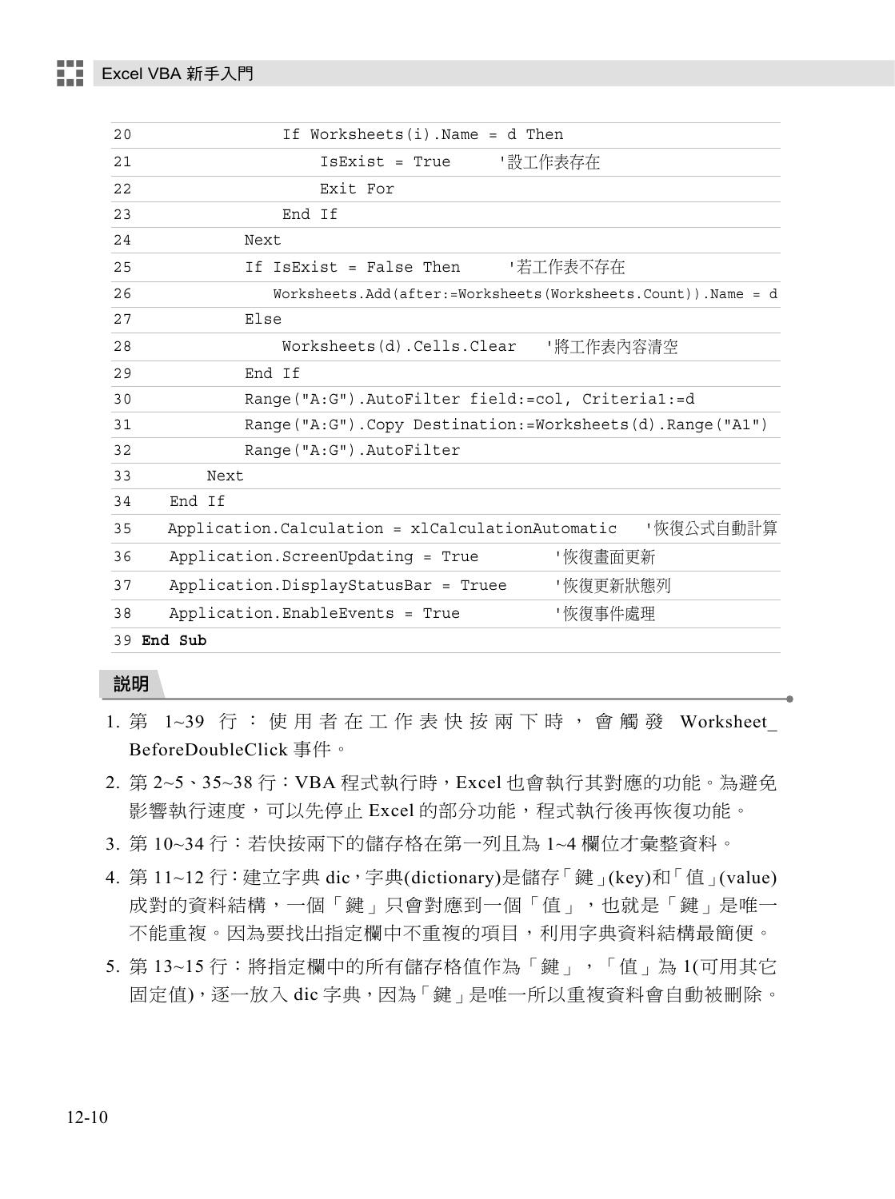```
20              If Worksheets(i).Name = d Then
21                  IsExist = True      '設工作表存在
22                  Exit For
23              End If
24          Next
25          If IsExist = False Then      '若工作表不存在
26             Worksheets.Add(after:=Worksheets(Worksheets.Count)).Name = d
27          Else
28              Worksheets(d).Cells.Clear    '將工作表內容清空
29          End If
30          Range("A:G").AutoFilter field:=col, Criteria1:=d
31          Range("A:G").Copy Destination:=Worksheets(d).Range("A1")
32          Range("A:G").AutoFilter
33      Next
34  End If
35  Application.Calculation = xlCalculationAutomatic   '恢復公式自動計算
36  Application.ScreenUpdating = True         '恢復畫面更新
37  Application.DisplayStatusBar = Truee      '恢復更新狀態列
38  Application.EnableEvents = True           '恢復事件處理
39 End Sub
```

**說明**

1. 第 1~39 行：使用者在工作表快按兩下時，會觸發 Worksheet_BeforeDoubleClick 事件。
2. 第 2~5、35~38 行：VBA 程式執行時，Excel 也會執行其對應的功能。為避免影響執行速度，可以先停止 Excel 的部分功能，程式執行後再恢復功能。
3. 第 10~34 行：若快按兩下的儲存格在第一列且為 1~4 欄位才彙整資料。
4. 第 11~12 行：建立字典 dic，字典(dictionary)是儲存「鍵」(key)和「值」(value)成對的資料結構，一個「鍵」只會對應到一個「值」，也就是「鍵」是唯一不能重複。因為要找出指定欄中不重複的項目，利用字典資料結構最簡便。
5. 第 13~15 行：將指定欄中的所有儲存格值作為「鍵」，「值」為 1(可用其它固定值)，逐一放入 dic 字典，因為「鍵」是唯一所以重複資料會自動被刪除。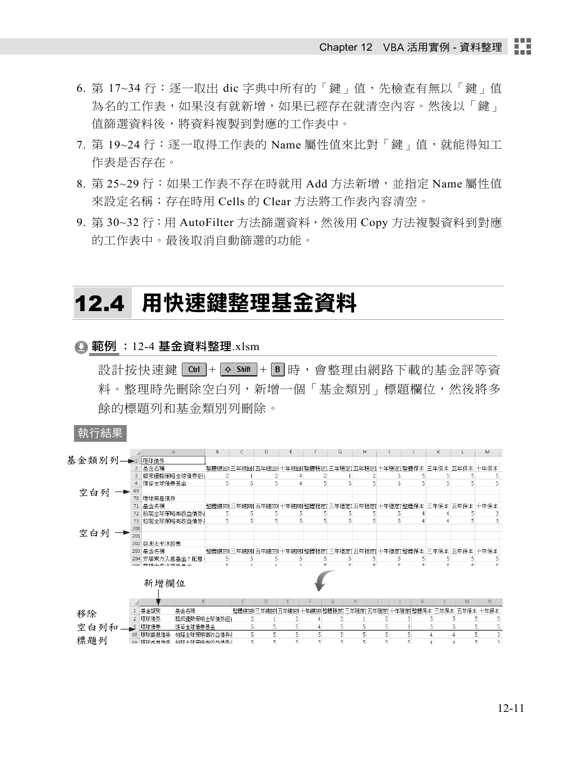6. 第 17~34 行：逐一取出 dic 字典中所有的「鍵」值，先檢查有無以「鍵」值為名的工作表，如果沒有就新增，如果已經存在就清空內容。然後以「鍵」值篩選資料後，將資料複製到對應的工作表中。
7. 第 19~24 行：逐一取得工作表的 Name 屬性值來比對「鍵」值，就能得知工作表是否存在。
8. 第 25~29 行：如果工作表不存在時就用 Add 方法新增，並指定 Name 屬性值來設定名稱；存在時用 Cells 的 Clear 方法將工作表內容清空。
9. 第 30~32 行：用 AutoFilter 方法篩選資料，然後用 Copy 方法複製資料到對應的工作表中。最後取消自動篩選的功能。

# 12.4 用快速鍵整理基金資料

**範例**：12-4 **基金資料整理**.xlsm

設計按快速鍵 Ctrl + Shift + B 時，會整理由網路下載的基金評等資料。整理時先刪除空白列，新增一個「基金類別」標題欄位，然後將多餘的標題列和基金類別列刪除。

執行結果

基金類別列、空白列、空白列

| | A | B | C | D | E | F | G | H | I | J | K | L | M |
|---|---|---|---|---|---|---|---|---|---|---|---|---|---|
| 1 | 環球債券 | | | | | | | | | | | | |
| 2 | 基金名稱 | 整體績回 | 三年績回 | 五年績回 | 十年績回 | 整體穩定 | 三年穩定 | 五年穩定 | 十年穩定 | 整體保本 | 三年保本 | 五年保本 | 十年保本 |
| 3 | 聯邦優勢策略全球債券組 | 2 | 1 | 2 | 4 | 2 | 1 | 2 | 3 | 5 | 5 | 5 | 5 |
| 4 | 復華全球債券基金 | 5 | 5 | 5 | 4 | 5 | 5 | 5 | 3 | 5 | 5 | 5 | 5 |
| 69 | | | | | | | | | | | | | |
| 70 | 環球高息債券 | | | | | | | | | | | | |
| 71 | 基金名稱 | 整體績回 | 三年績回 | 五年績回 | 十年績回 | 整體穩定 | 三年穩定 | 五年穩定 | 十年穩定 | 整體保本 | 三年保本 | 五年保本 | 十年保本 |
| 72 | 柏瑞全球策略高收益債券 | 5 | 5 | 5 | 5 | 5 | 5 | 5 | 5 | 4 | 4 | 5 | 3 |
| 73 | 柏瑞全球策略高收益債券 | 5 | 5 | 5 | 5 | 5 | 5 | 5 | 5 | 4 | 4 | 5 | 3 |
| 200 | | | | | | | | | | | | | |
| 201 | | | | | | | | | | | | | |
| 202 | 亞洲太平洋股票 | | | | | | | | | | | | |
| 203 | 基金名稱 | 整體績回 | 三年績回 | 五年績回 | 十年績回 | 整體穩定 | 三年穩定 | 五年穩定 | 十年穩定 | 整體保本 | 三年保本 | 五年保本 | 十年保本 |
| 204 | 安聯東方入息基金？配息 | 5 | 5 | 5 | 5 | 5 | 5 | 5 | 5 | 5 | 5 | 5 | 5 |

新增欄位；移除空白列和標題列

| | A | B | C | D | E | F | G | H | I | J | K | L | M | N |
|---|---|---|---|---|---|---|---|---|---|---|---|---|---|---|
| 1 | 基金類別 | 基金名稱 | 整體績回 | 三年績回 | 五年績回 | 十年績回 | 整體穩定 | 三年穩定 | 五年穩定 | 十年穩定 | 整體保本 | 三年保本 | 五年保本 | 十年保本 |
| 2 | 環球債券 | 聯邦優勢策略全球債券組 | 2 | 1 | 2 | 4 | 2 | 1 | 2 | 3 | 5 | 5 | 5 | 5 |
| 3 | 環球債券 | 復華全球債券基金 | 5 | 5 | 5 | 4 | 5 | 5 | 5 | 3 | 5 | 5 | 5 | 5 |
| 68 | 環球高息債券 | 柏瑞全球策略高收益債券 | 5 | 5 | 5 | 5 | 5 | 5 | 5 | 5 | 4 | 4 | 5 | 3 |
| 69 | 環球高息債券 | 柏瑞全球策略高收益債券 | 5 | 5 | 5 | 5 | 5 | 5 | 5 | 5 | 4 | 4 | 5 | 3 |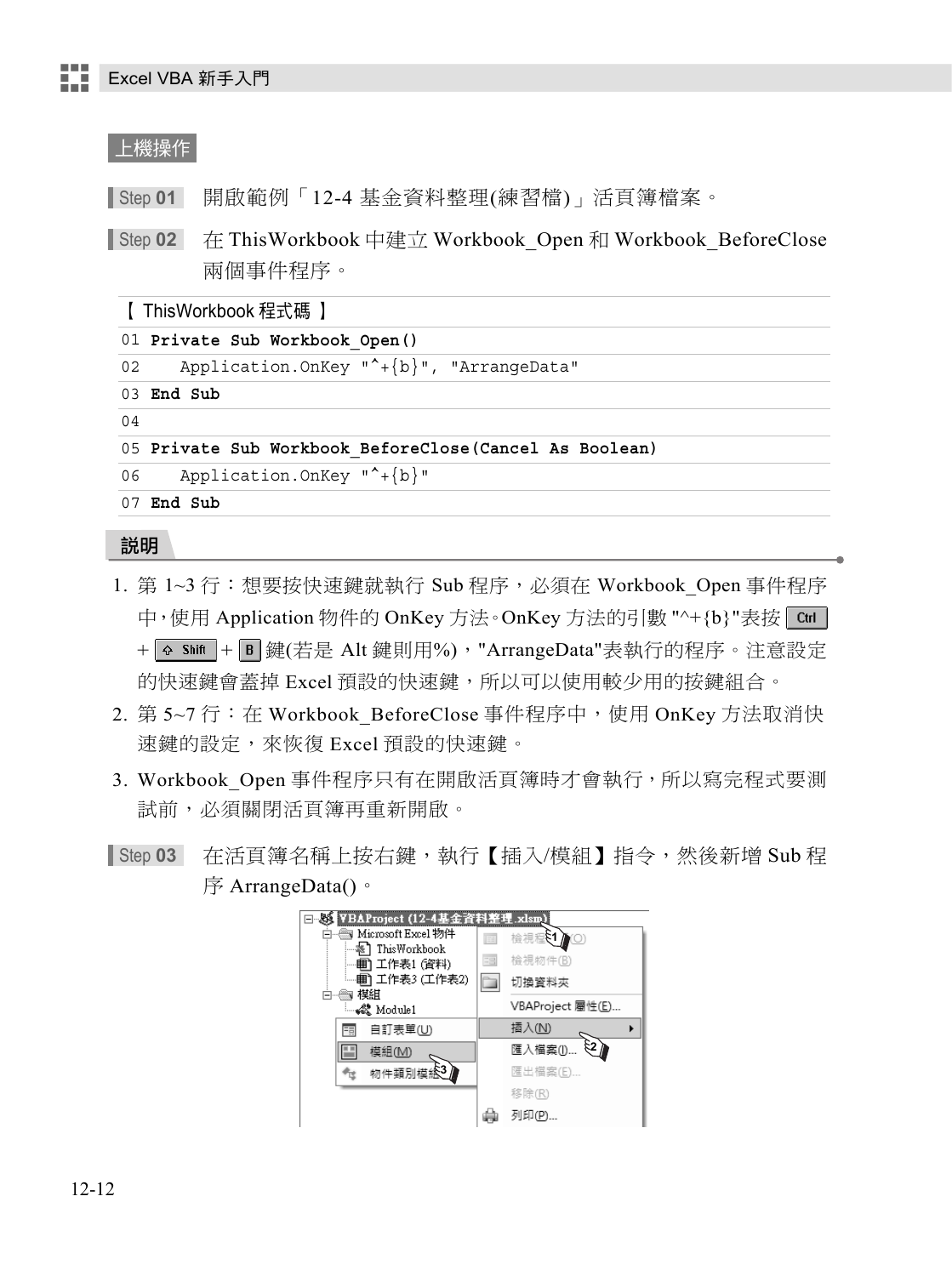## 上機操作

**Step 01** 開啟範例「12-4 基金資料整理(練習檔)」活頁簿檔案。

**Step 02** 在 ThisWorkbook 中建立 Workbook_Open 和 Workbook_BeforeClose 兩個事件程序。

【 ThisWorkbook 程式碼 】

```
01 Private Sub Workbook_Open()
02    Application.OnKey "^+{b}", "ArrangeData"
03 End Sub
04
05 Private Sub Workbook_BeforeClose(Cancel As Boolean)
06    Application.OnKey "^+{b}"
07 End Sub
```

### 說明

1. 第 1~3 行：想要按快速鍵就執行 Sub 程序，必須在 Workbook_Open 事件程序中，使用 Application 物件的 OnKey 方法。OnKey 方法的引數 "^+{b}"表按 Ctrl + Shift + B 鍵(若是 Alt 鍵則用%)，"ArrangeData"表執行的程序。注意設定的快速鍵會蓋掉 Excel 預設的快速鍵，所以可以使用較少用的按鍵組合。
2. 第 5~7 行：在 Workbook_BeforeClose 事件程序中，使用 OnKey 方法取消快速鍵的設定，來恢復 Excel 預設的快速鍵。
3. Workbook_Open 事件程序只有在開啟活頁簿時才會執行，所以寫完程式要測試前，必須關閉活頁簿再重新開啟。

**Step 03** 在活頁簿名稱上按右鍵，執行【插入/模組】指令，然後新增 Sub 程序 ArrangeData()。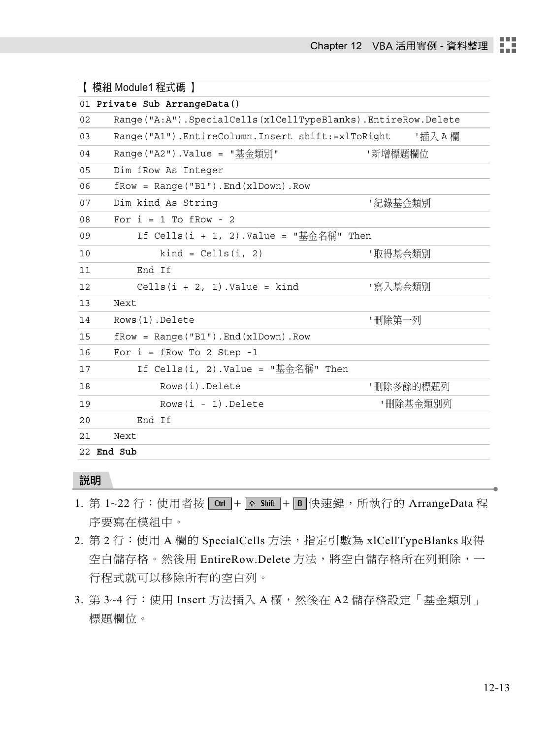【 模組 Module1 程式碼 】

```
01 Private Sub ArrangeData()
02     Range("A:A").SpecialCells(xlCellTypeBlanks).EntireRow.Delete
03     Range("A1").EntireColumn.Insert shift:=xlToRight     '插入 A 欄
04     Range("A2").Value = "基金類別"                     '新增標題欄位
05     Dim fRow As Integer
06     fRow = Range("B1").End(xlDown).Row
07     Dim kind As String                                  '紀錄基金類別
08     For i = 1 To fRow - 2
09         If Cells(i + 1, 2).Value = "基金名稱" Then
10             kind = Cells(i, 2)                          '取得基金類別
11         End If
12         Cells(i + 2, 1).Value = kind                    '寫入基金類別
13     Next
14     Rows(1).Delete                                      '刪除第一列
15     fRow = Range("B1").End(xlDown).Row
16     For i = fRow To 2 Step -1
17         If Cells(i, 2).Value = "基金名稱" Then
18             Rows(i).Delete                              '刪除多餘的標題列
19             Rows(i - 1).Delete                          '刪除基金類別列
20         End If
21     Next
22 End Sub
```

## 說明

1. 第 1~22 行：使用者按 Ctrl + Shift + B 快速鍵，所執行的 ArrangeData 程序要寫在模組中。
2. 第 2 行：使用 A 欄的 SpecialCells 方法，指定引數為 xlCellTypeBlanks 取得空白儲存格。然後用 EntireRow.Delete 方法，將空白儲存格所在列刪除，一行程式就可以移除所有的空白列。
3. 第 3~4 行：使用 Insert 方法插入 A 欄，然後在 A2 儲存格設定「基金類別」標題欄位。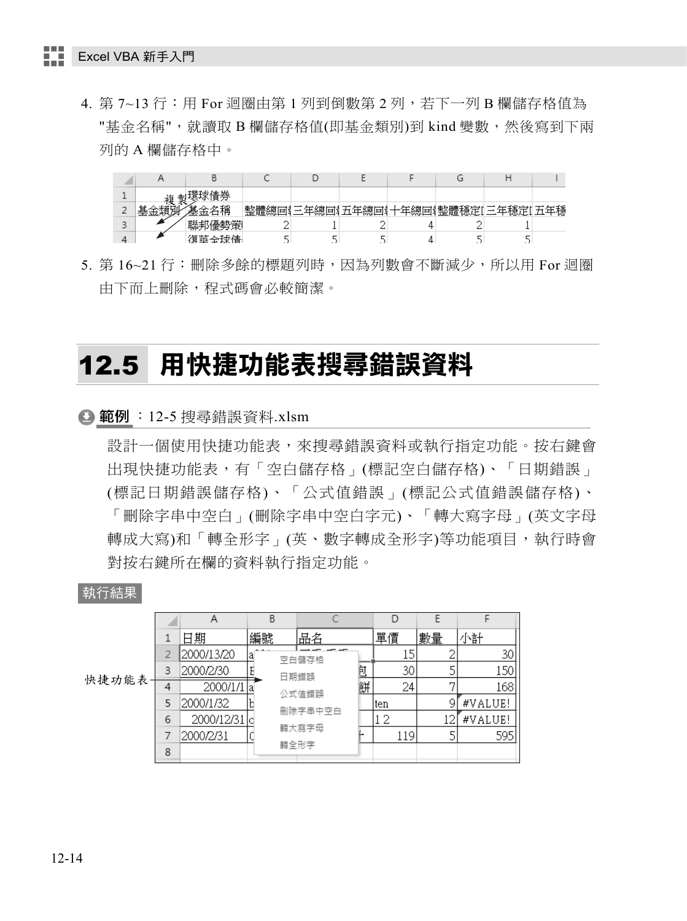4. 第 7~13 行：用 For 迴圈由第 1 列到倒數第 2 列，若下一列 B 欄儲存格值為 "基金名稱"，就讀取 B 欄儲存格值(即基金類別)到 kind 變數，然後寫到下兩列的 A 欄儲存格中。

| | A | B | C | D | E | F | G | H | I |
|---|---|---|---|---|---|---|---|---|---|
| 1 | | 環球債券 | | | | | | | |
| 2 | 基金類別 | 基金名稱 | 整體總回 | 三年總回 | 五年總回 | 十年總回 | 整體穩定 | 三年穩定 | 五年穩 |
| 3 | | 聯邦優勢策 | 2 | 1 | 2 | 4 | 2 | 1 | |
| 4 | | 復華全球債 | 5 | 5 | 5 | 4 | 5 | 5 | |

5. 第 16~21 行：刪除多餘的標題列時，因為列數會不斷減少，所以用 For 迴圈由下而上刪除，程式碼會必較簡潔。

## 12.5 用快捷功能表搜尋錯誤資料

**範例**：12-5 搜尋錯誤資料.xlsm

設計一個使用快捷功能表，來搜尋錯誤資料或執行指定功能。按右鍵會出現快捷功能表，有「空白儲存格」(標記空白儲存格)、「日期錯誤」(標記日期錯誤儲存格)、「公式值錯誤」(標記公式值錯誤儲存格)、「刪除字串中空白」(刪除字串中空白字元)、「轉大寫字母」(英文字母轉成大寫)和「轉全形字」(英、數字轉成全形字)等功能項目，執行時會對按右鍵所在欄的資料執行指定功能。

執行結果

| | A | B | C | D | E | F |
|---|---|---|---|---|---|---|
| 1 | 日期 | 編號 | 品名 | 單價 | 數量 | 小計 |
| 2 | 2000/13/20 | a | | 15 | 2 | 30 |
| 3 | 2000/2/30 | E | 包 | 30 | 5 | 150 |
| 4 | 2000/1/1 | a | 餅 | 24 | 7 | 168 |
| 5 | 2000/1/32 | b | | ten | 9 | #VALUE! |
| 6 | 2000/12/31 | c | | 1 2 | 12 | #VALUE! |
| 7 | 2000/2/31 | 0 | 十 | 119 | 5 | 595 |
| 8 | | | | | | |

快捷功能表：空白儲存格、日期錯誤、公式值錯誤、刪除字串中空白、轉大寫字母、轉全形字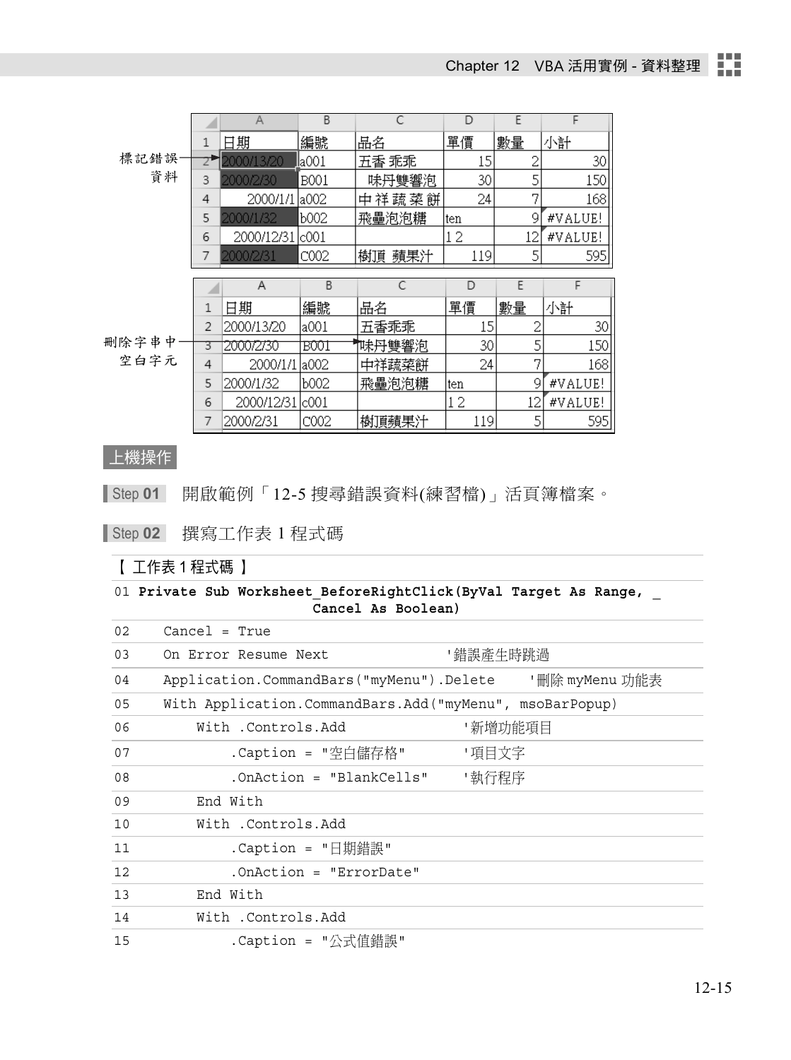標記錯誤資料

|  | A | B | C | D | E | F |
|---|---|---|---|---|---|---|
| 1 | 日期 | 編號 | 品名 | 單價 | 數量 | 小計 |
| 2 | 2000/13/20 | a001 | 五香 乖乖 | 15 | 2 | 30 |
| 3 | 2000/2/30 | B001 | 　味丹雙響泡 | 30 | 5 | 150 |
| 4 | 2000/1/1 | a002 | 中 祥 蔬 菜 餅 | 24 | 7 | 168 |
| 5 | 2000/1/32 | b002 | 飛壘泡泡糖 | ten | 9 | #VALUE! |
| 6 | 2000/12/31 | c001 |  | 1 2 | 12 | #VALUE! |
| 7 | 2000/2/31 | C002 | 樹頂 蘋果汁 | 119 | 5 | 595 |

刪除字串中空白字元

|  | A | B | C | D | E | F |
|---|---|---|---|---|---|---|
| 1 | 日期 | 編號 | 品名 | 單價 | 數量 | 小計 |
| 2 | 2000/13/20 | a001 | 五香乖乖 | 15 | 2 | 30 |
| 3 | 2000/2/30 | B001 | 味丹雙響泡 | 30 | 5 | 150 |
| 4 | 2000/1/1 | a002 | 中祥蔬菜餅 | 24 | 7 | 168 |
| 5 | 2000/1/32 | b002 | 飛壘泡泡糖 | ten | 9 | #VALUE! |
| 6 | 2000/12/31 | c001 |  | 1 2 | 12 | #VALUE! |
| 7 | 2000/2/31 | C002 | 樹頂蘋果汁 | 119 | 5 | 595 |

## 上機操作

**Step 01** 開啟範例「12-5 搜尋錯誤資料(練習檔)」活頁簿檔案。

**Step 02** 撰寫工作表 1 程式碼

【 工作表 1 程式碼 】

```
01 Private Sub Worksheet_BeforeRightClick(ByVal Target As Range, _
                                      Cancel As Boolean)
02     Cancel = True
03     On Error Resume Next                    '錯誤產生時跳過
04     Application.CommandBars("myMenu").Delete     '刪除 myMenu 功能表
05     With Application.CommandBars.Add("myMenu", msoBarPopup)
06         With .Controls.Add                  '新增功能項目
07             .Caption = "空白儲存格"          '項目文字
08             .OnAction = "BlankCells"        '執行程序
09         End With
10         With .Controls.Add
11             .Caption = "日期錯誤"
12             .OnAction = "ErrorDate"
13         End With
14         With .Controls.Add
15             .Caption = "公式值錯誤"
```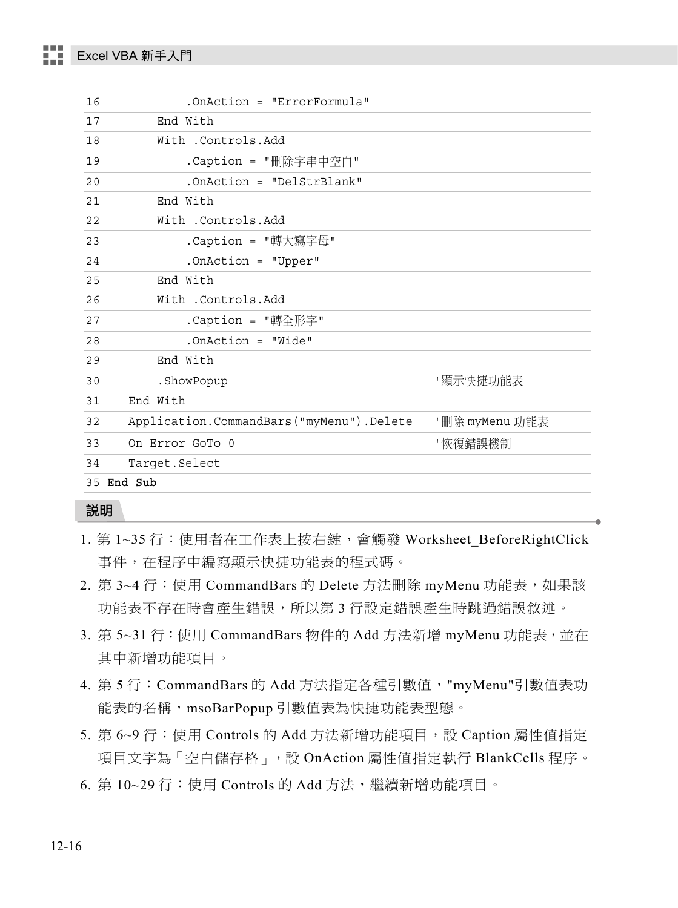```
16              .OnAction = "ErrorFormula"
17          End With
18          With .Controls.Add
19              .Caption = "刪除字串中空白"
20              .OnAction = "DelStrBlank"
21          End With
22          With .Controls.Add
23              .Caption = "轉大寫字母"
24              .OnAction = "Upper"
25          End With
26          With .Controls.Add
27              .Caption = "轉全形字"
28              .OnAction = "Wide"
29          End With
30          .ShowPopup                                    '顯示快捷功能表
31      End With
32      Application.CommandBars("myMenu").Delete      '刪除 myMenu 功能表
33      On Error GoTo 0                               '恢復錯誤機制
34      Target.Select
35 End Sub
```

### 說明

1. 第 1~35 行：使用者在工作表上按右鍵，會觸發 Worksheet_BeforeRightClick 事件，在程序中編寫顯示快捷功能表的程式碼。
2. 第 3~4 行：使用 CommandBars 的 Delete 方法刪除 myMenu 功能表，如果該功能表不存在時會產生錯誤，所以第 3 行設定錯誤產生時跳過錯誤敘述。
3. 第 5~31 行：使用 CommandBars 物件的 Add 方法新增 myMenu 功能表，並在其中新增功能項目。
4. 第 5 行：CommandBars 的 Add 方法指定各種引數值，"myMenu"引數值表功能表的名稱，msoBarPopup 引數值表為快捷功能表型態。
5. 第 6~9 行：使用 Controls 的 Add 方法新增功能項目，設 Caption 屬性值指定項目文字為「空白儲存格」，設 OnAction 屬性值指定執行 BlankCells 程序。
6. 第 10~29 行：使用 Controls 的 Add 方法，繼續新增功能項目。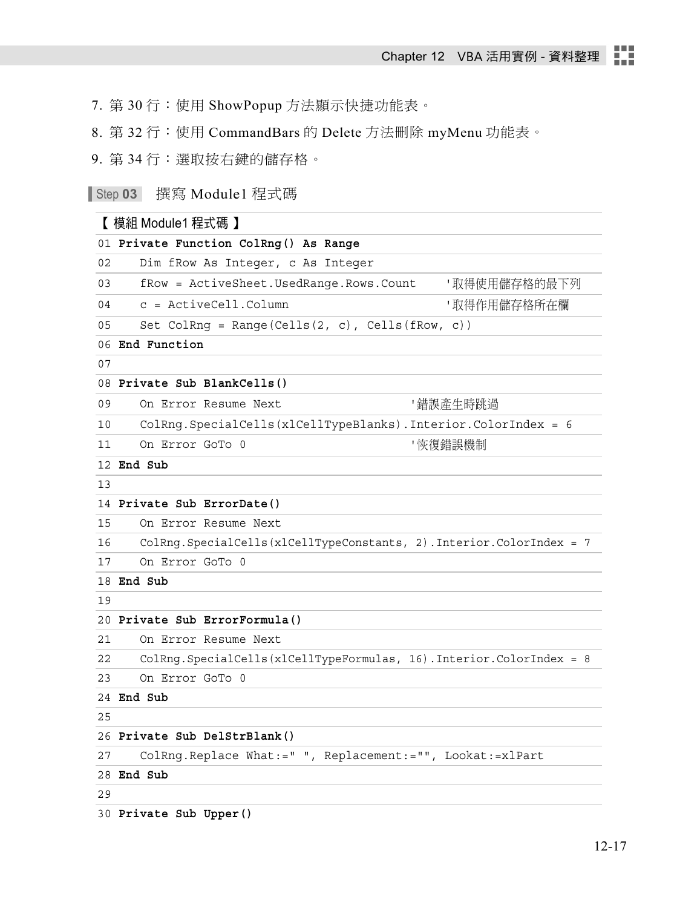7. 第 30 行：使用 ShowPopup 方法顯示快捷功能表。
8. 第 32 行：使用 CommandBars 的 Delete 方法刪除 myMenu 功能表。
9. 第 34 行：選取按右鍵的儲存格。

**Step 03** 撰寫 Module1 程式碼

【 模組 Module1 程式碼 】

```
01 Private Function ColRng() As Range
02     Dim fRow As Integer, c As Integer
03     fRow = ActiveSheet.UsedRange.Rows.Count    '取得使用儲存格的最下列
04     c = ActiveCell.Column                      '取得作用儲存格所在欄
05     Set ColRng = Range(Cells(2, c), Cells(fRow, c))
06 End Function
07
08 Private Sub BlankCells()
09     On Error Resume Next                  '錯誤產生時跳過
10     ColRng.SpecialCells(xlCellTypeBlanks).Interior.ColorIndex = 6
11     On Error GoTo 0                       '恢復錯誤機制
12 End Sub
13
14 Private Sub ErrorDate()
15     On Error Resume Next
16     ColRng.SpecialCells(xlCellTypeConstants, 2).Interior.ColorIndex = 7
17     On Error GoTo 0
18 End Sub
19
20 Private Sub ErrorFormula()
21     On Error Resume Next
22     ColRng.SpecialCells(xlCellTypeFormulas, 16).Interior.ColorIndex = 8
23     On Error GoTo 0
24 End Sub
25
26 Private Sub DelStrBlank()
27     ColRng.Replace What:=" ", Replacement:="", Lookat:=xlPart
28 End Sub
29
30 Private Sub Upper()
```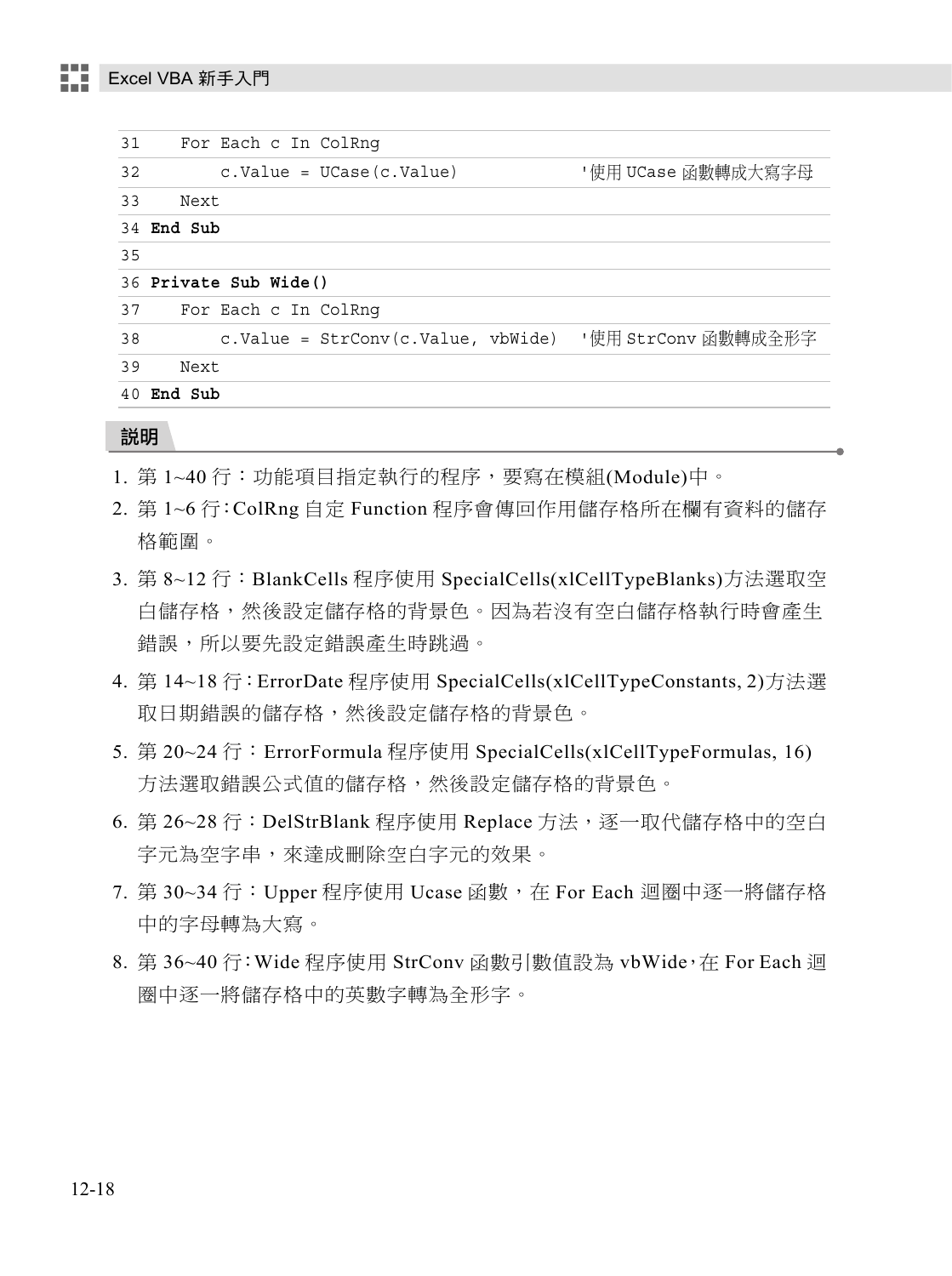```
31    For Each c In ColRng
32        c.Value = UCase(c.Value)          '使用 UCase 函數轉成大寫字母
33    Next
34 End Sub
35
36 Private Sub Wide()
37    For Each c In ColRng
38        c.Value = StrConv(c.Value, vbWide)  '使用 StrConv 函數轉成全形字
39    Next
40 End Sub
```

## 說明

1. 第 1~40 行：功能項目指定執行的程序，要寫在模組(Module)中。
2. 第 1~6 行：ColRng 自定 Function 程序會傳回作用儲存格所在欄有資料的儲存格範圍。
3. 第 8~12 行：BlankCells 程序使用 SpecialCells(xlCellTypeBlanks)方法選取空白儲存格，然後設定儲存格的背景色。因為若沒有空白儲存格執行時會產生錯誤，所以要先設定錯誤產生時跳過。
4. 第 14~18 行：ErrorDate 程序使用 SpecialCells(xlCellTypeConstants, 2)方法選取日期錯誤的儲存格，然後設定儲存格的背景色。
5. 第 20~24 行：ErrorFormula 程序使用 SpecialCells(xlCellTypeFormulas, 16)方法選取錯誤公式值的儲存格，然後設定儲存格的背景色。
6. 第 26~28 行：DelStrBlank 程序使用 Replace 方法，逐一取代儲存格中的空白字元為空字串，來達成刪除空白字元的效果。
7. 第 30~34 行：Upper 程序使用 Ucase 函數，在 For Each 迴圈中逐一將儲存格中的字母轉為大寫。
8. 第 36~40 行：Wide 程序使用 StrConv 函數引數值設為 vbWide，在 For Each 迴圈中逐一將儲存格中的英數字轉為全形字。